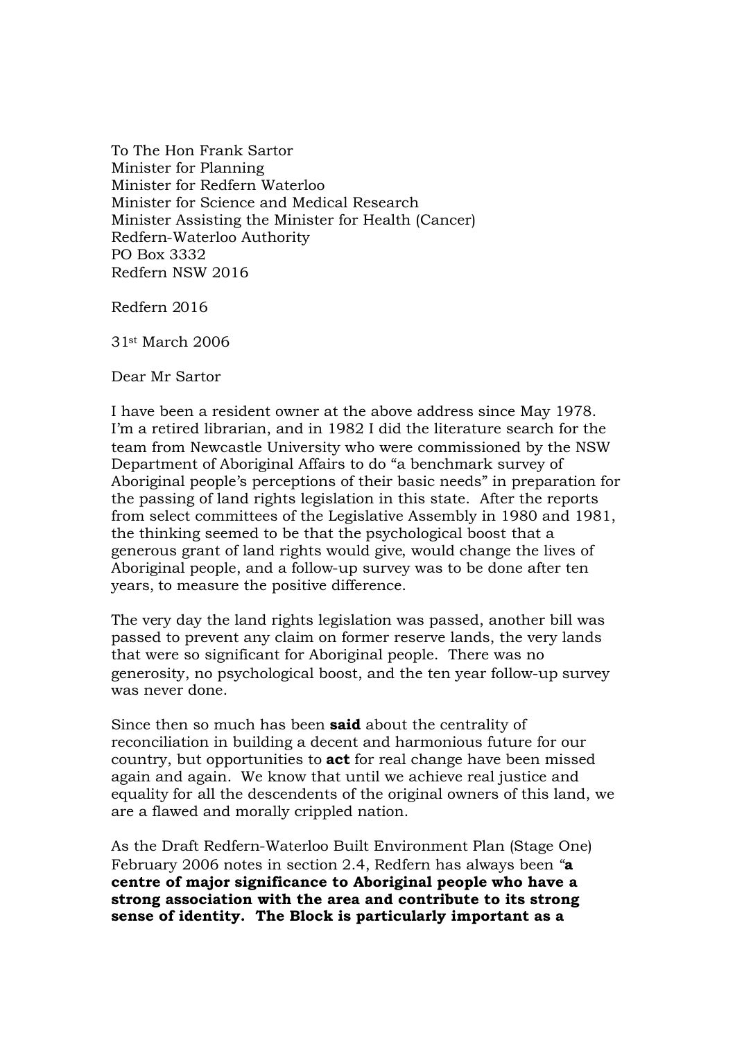To The Hon Frank Sartor
Minister for Planning
Minister for Redfern Waterloo
Minister for Science and Medical Research
Minister Assisting the Minister for Health (Cancer)
Redfern-Waterloo Authority
PO Box 3332
Redfern NSW 2016

Redfern 2016

31st March 2006

Dear Mr Sartor

I have been a resident owner at the above address since May 1978. I'm a retired librarian, and in 1982 I did the literature search for the team from Newcastle University who were commissioned by the NSW Department of Aboriginal Affairs to do "a benchmark survey of Aboriginal people's perceptions of their basic needs" in preparation for the passing of land rights legislation in this state. After the reports from select committees of the Legislative Assembly in 1980 and 1981, the thinking seemed to be that the psychological boost that a generous grant of land rights would give, would change the lives of Aboriginal people, and a follow-up survey was to be done after ten years, to measure the positive difference.

The very day the land rights legislation was passed, another bill was passed to prevent any claim on former reserve lands, the very lands that were so significant for Aboriginal people. There was no generosity, no psychological boost, and the ten year follow-up survey was never done.

Since then so much has been **said** about the centrality of reconciliation in building a decent and harmonious future for our country, but opportunities to **act** for real change have been missed again and again. We know that until we achieve real justice and equality for all the descendents of the original owners of this land, we are a flawed and morally crippled nation.

As the Draft Redfern-Waterloo Built Environment Plan (Stage One) February 2006 notes in section 2.4, Redfern has always been "**a centre of major significance to Aboriginal people who have a strong association with the area and contribute to its strong sense of identity. The Block is particularly important as a**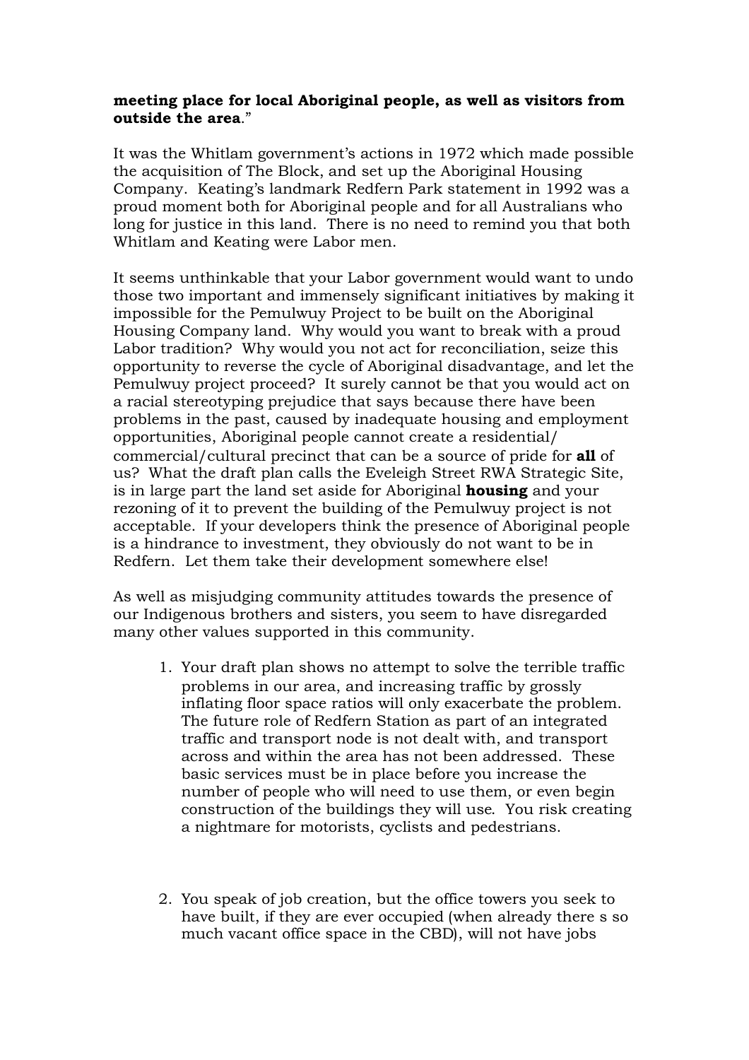**meeting place for local Aboriginal people, as well as visitors from outside the area**."

It was the Whitlam government's actions in 1972 which made possible the acquisition of The Block, and set up the Aboriginal Housing Company. Keating's landmark Redfern Park statement in 1992 was a proud moment both for Aboriginal people and for all Australians who long for justice in this land. There is no need to remind you that both Whitlam and Keating were Labor men.

It seems unthinkable that your Labor government would want to undo those two important and immensely significant initiatives by making it impossible for the Pemulwuy Project to be built on the Aboriginal Housing Company land. Why would you want to break with a proud Labor tradition? Why would you not act for reconciliation, seize this opportunity to reverse the cycle of Aboriginal disadvantage, and let the Pemulwuy project proceed? It surely cannot be that you would act on a racial stereotyping prejudice that says because there have been problems in the past, caused by inadequate housing and employment opportunities, Aboriginal people cannot create a residential/ commercial/cultural precinct that can be a source of pride for **all** of us? What the draft plan calls the Eveleigh Street RWA Strategic Site, is in large part the land set aside for Aboriginal **housing** and your rezoning of it to prevent the building of the Pemulwuy project is not acceptable. If your developers think the presence of Aboriginal people is a hindrance to investment, they obviously do not want to be in Redfern. Let them take their development somewhere else!

As well as misjudging community attitudes towards the presence of our Indigenous brothers and sisters, you seem to have disregarded many other values supported in this community.

1. Your draft plan shows no attempt to solve the terrible traffic problems in our area, and increasing traffic by grossly inflating floor space ratios will only exacerbate the problem. The future role of Redfern Station as part of an integrated traffic and transport node is not dealt with, and transport across and within the area has not been addressed. These basic services must be in place before you increase the number of people who will need to use them, or even begin construction of the buildings they will use. You risk creating a nightmare for motorists, cyclists and pedestrians.

2. You speak of job creation, but the office towers you seek to have built, if they are ever occupied (when already there s so much vacant office space in the CBD), will not have jobs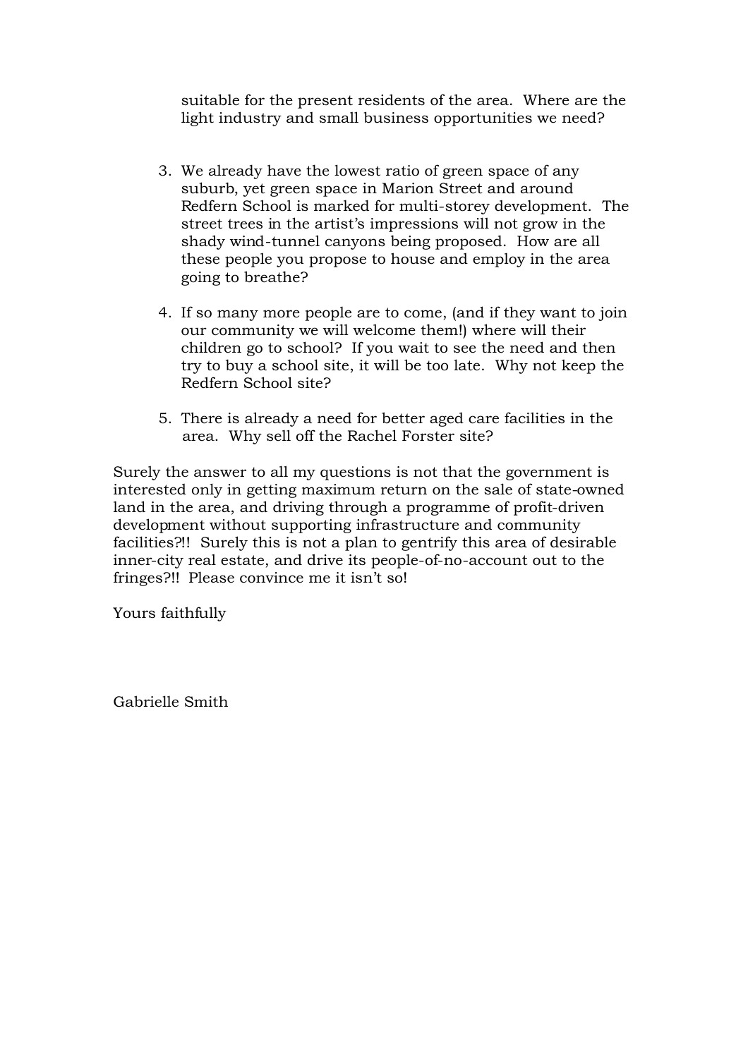suitable for the present residents of the area. Where are the light industry and small business opportunities we need?

3. We already have the lowest ratio of green space of any suburb, yet green space in Marion Street and around Redfern School is marked for multi-storey development. The street trees in the artist's impressions will not grow in the shady wind-tunnel canyons being proposed. How are all these people you propose to house and employ in the area going to breathe?

4. If so many more people are to come, (and if they want to join our community we will welcome them!) where will their children go to school? If you wait to see the need and then try to buy a school site, it will be too late. Why not keep the Redfern School site?

5. There is already a need for better aged care facilities in the area. Why sell off the Rachel Forster site?

Surely the answer to all my questions is not that the government is interested only in getting maximum return on the sale of state-owned land in the area, and driving through a programme of profit-driven development without supporting infrastructure and community facilities?!! Surely this is not a plan to gentrify this area of desirable inner-city real estate, and drive its people-of-no-account out to the fringes?!! Please convince me it isn't so!

Yours faithfully

Gabrielle Smith